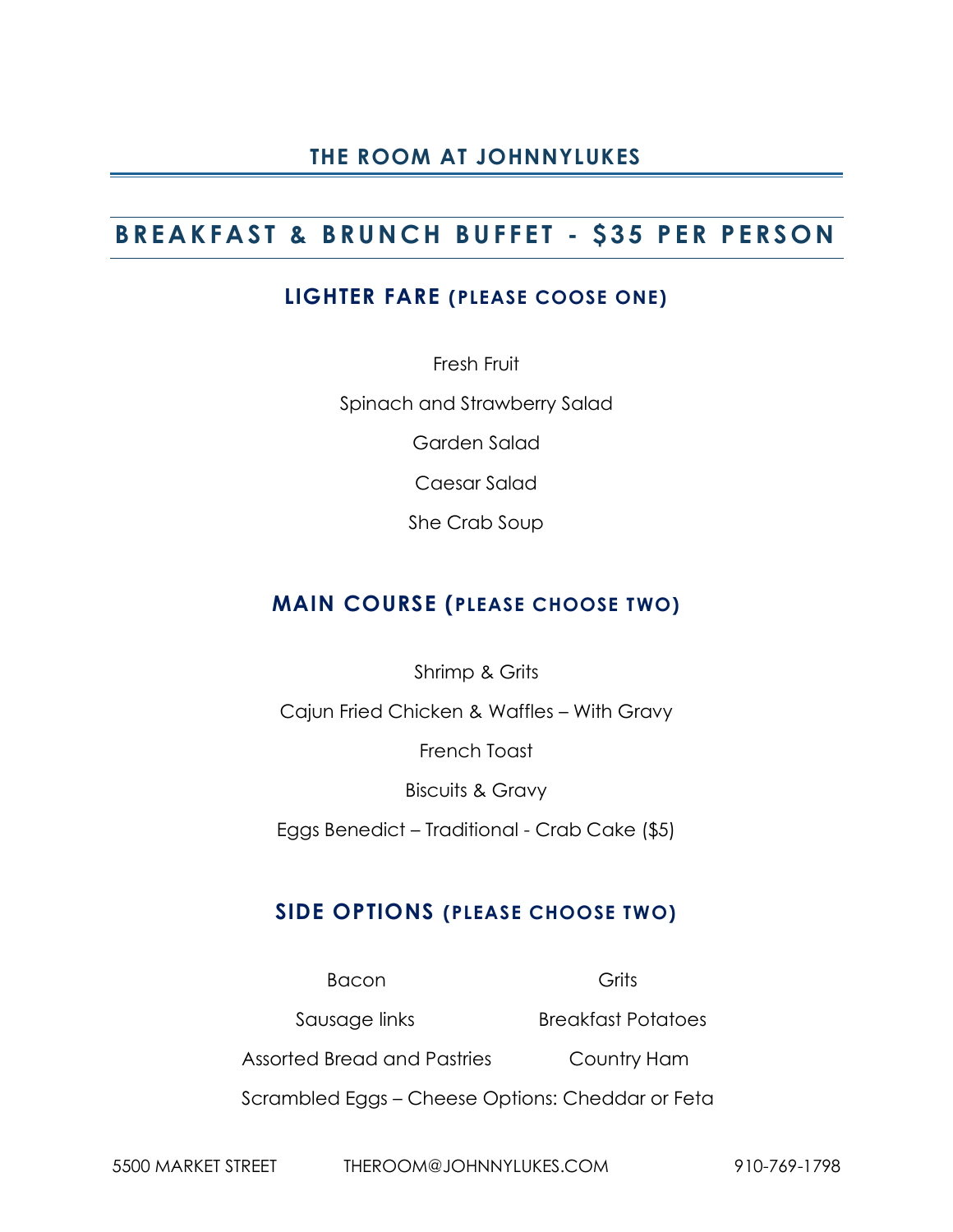# THE ROOM AT JOHNNYLUKES

## BREAKFAST & BRUNCH BUFFET - $35 PER PERSON

### LIGHTER FARE (PLEASE COOSE ONE)

Fresh Fruit

Spinach and Strawberry Salad

Garden Salad

Caesar Salad

She Crab Soup

### MAIN COURSE (PLEASE CHOOSE TWO)

Shrimp & Grits

Cajun Fried Chicken & Waffles – With Gravy

French Toast

Biscuits & Gravy

Eggs Benedict – Traditional - Crab Cake ($5)

### SIDE OPTIONS (PLEASE CHOOSE TWO)

Bacon

Grits

Sausage links

Breakfast Potatoes

Assorted Bread and Pastries

Country Ham

Scrambled Eggs – Cheese Options: Cheddar or Feta

5500 MARKET STREET THEROOM@JOHNNYLUKES.COM 910-769-1798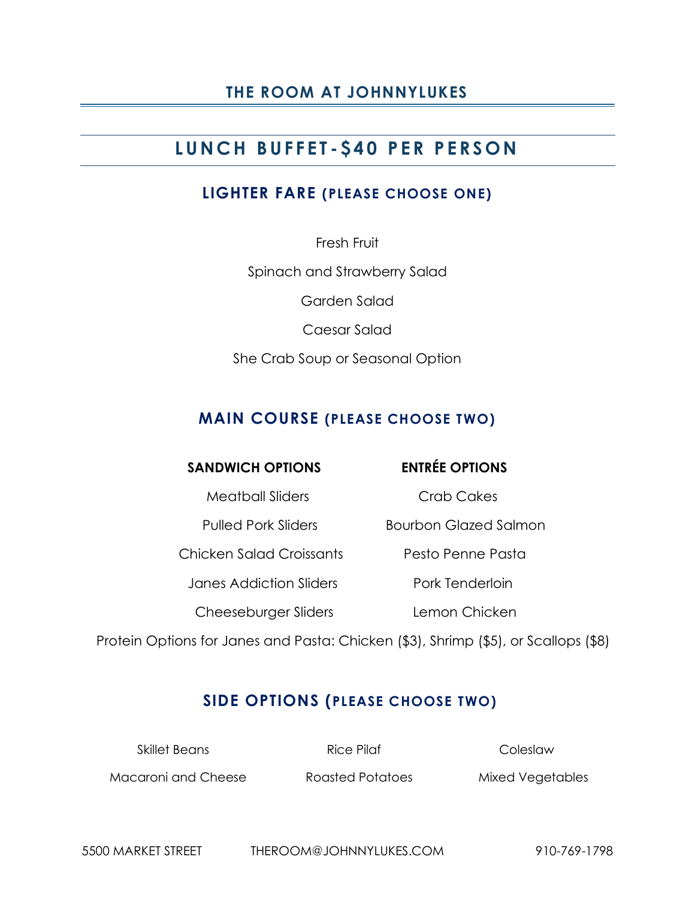# THE ROOM AT JOHNNYLUKES

## LUNCH BUFFET-$40 PER PERSON

### LIGHTER FARE (PLEASE CHOOSE ONE)

Fresh Fruit

Spinach and Strawberry Salad

Garden Salad

Caesar Salad

She Crab Soup or Seasonal Option

### MAIN COURSE (PLEASE CHOOSE TWO)

| SANDWICH OPTIONS | ENTRÉE OPTIONS |
|---|---|
| Meatball Sliders | Crab Cakes |
| Pulled Pork Sliders | Bourbon Glazed Salmon |
| Chicken Salad Croissants | Pesto Penne Pasta |
| Janes Addiction Sliders | Pork Tenderloin |
| Cheeseburger Sliders | Lemon Chicken |

Protein Options for Janes and Pasta: Chicken ($3), Shrimp ($5), or Scallops ($8)

### SIDE OPTIONS (PLEASE CHOOSE TWO)

| | | |
|---|---|---|
| Skillet Beans | Rice Pilaf | Coleslaw |
| Macaroni and Cheese | Roasted Potatoes | Mixed Vegetables |

5500 MARKET STREET THEROOM@JOHNNYLUKES.COM 910-769-1798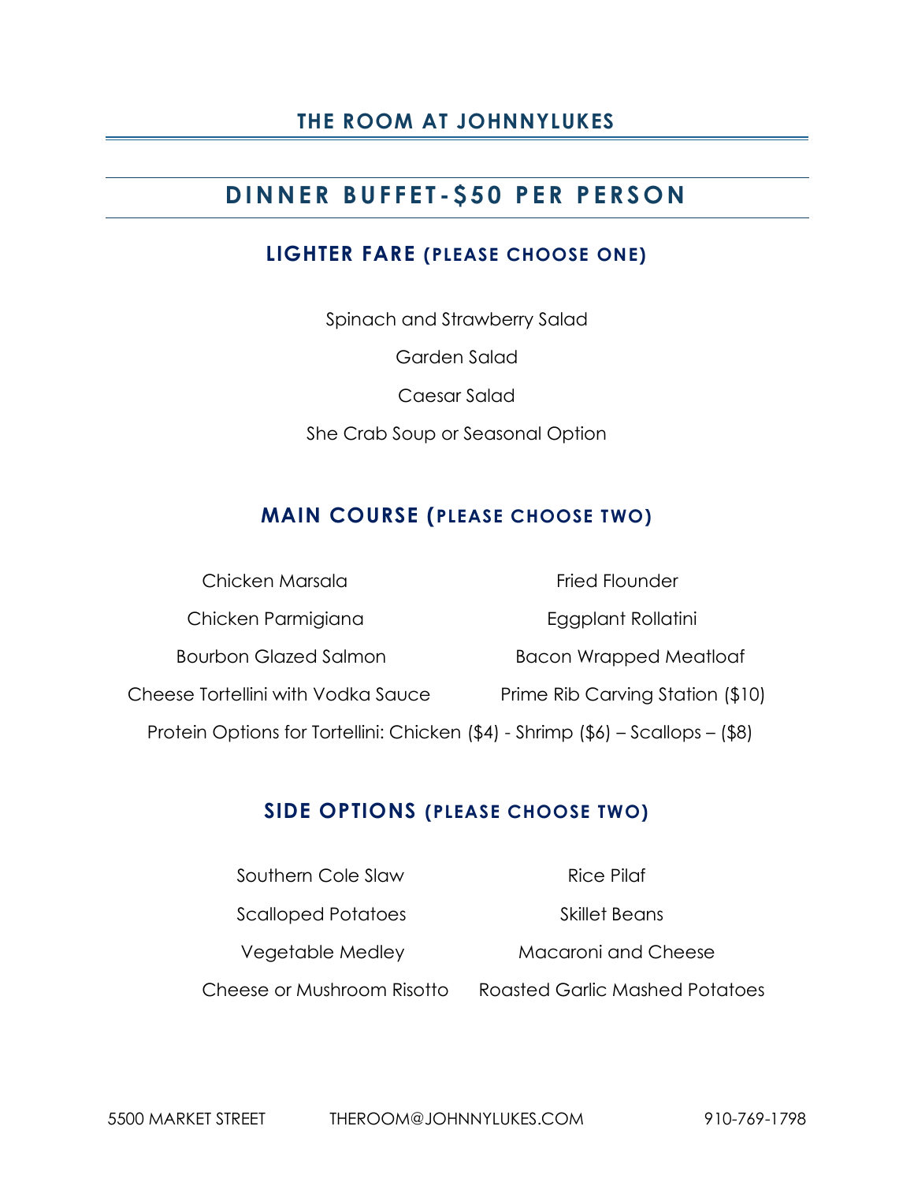# THE ROOM AT JOHNNYLUKES

## DINNER BUFFET-$50 PER PERSON

### LIGHTER FARE (PLEASE CHOOSE ONE)

Spinach and Strawberry Salad

Garden Salad

Caesar Salad

She Crab Soup or Seasonal Option

### MAIN COURSE (PLEASE CHOOSE TWO)

Chicken Marsala

Chicken Parmigiana

Bourbon Glazed Salmon

Cheese Tortellini with Vodka Sauce

Fried Flounder

Eggplant Rollatini

Bacon Wrapped Meatloaf

Prime Rib Carving Station ($10)

Protein Options for Tortellini: Chicken ($4) - Shrimp ($6) – Scallops – ($8)

### SIDE OPTIONS (PLEASE CHOOSE TWO)

Southern Cole Slaw

Scalloped Potatoes

Vegetable Medley

Cheese or Mushroom Risotto

Rice Pilaf

Skillet Beans

Macaroni and Cheese

Roasted Garlic Mashed Potatoes

5500 MARKET STREET THEROOM@JOHNNYLUKES.COM 910-769-1798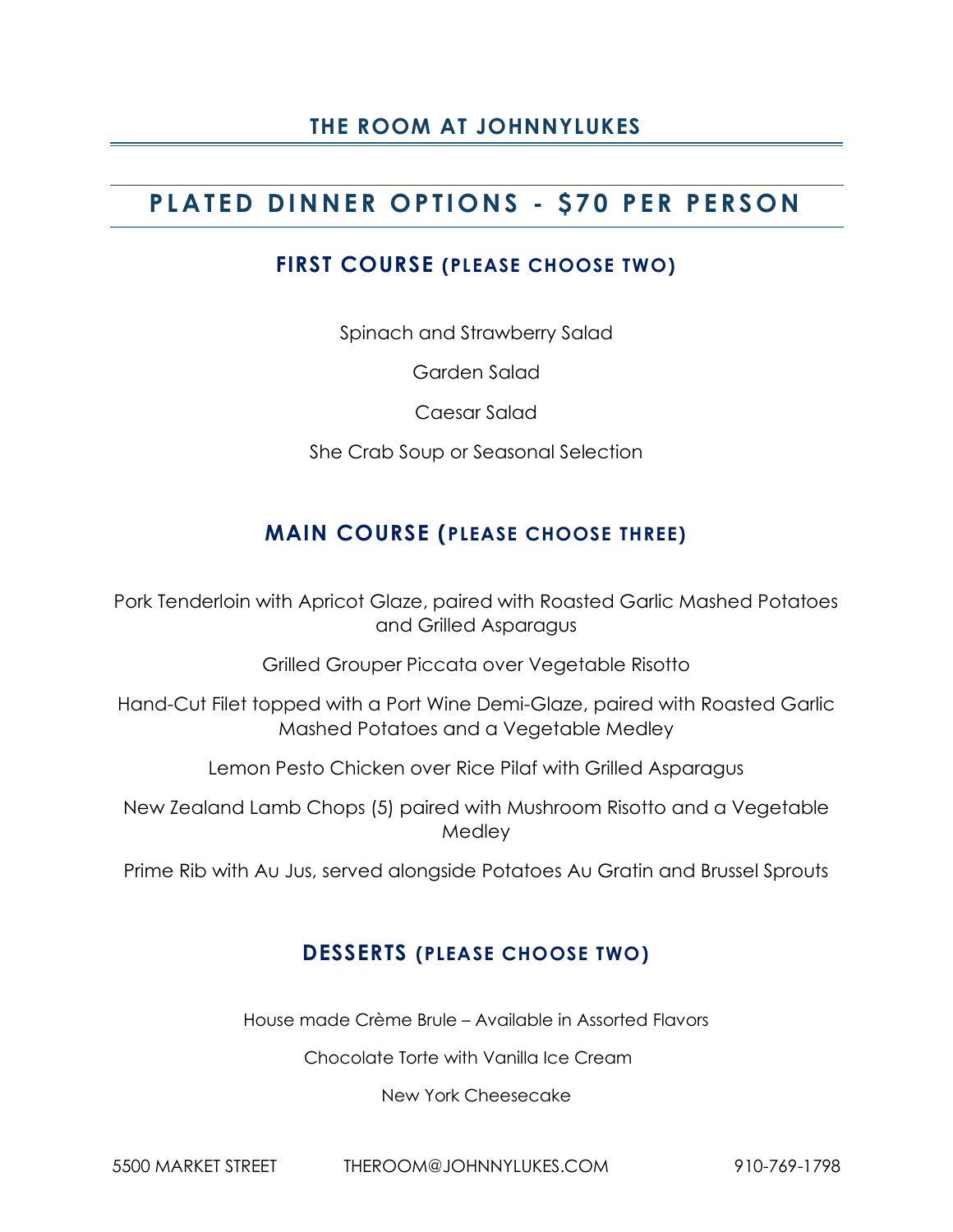# THE ROOM AT JOHNNYLUKES

## PLATED DINNER OPTIONS - $70 PER PERSON

### FIRST COURSE (PLEASE CHOOSE TWO)

Spinach and Strawberry Salad

Garden Salad

Caesar Salad

She Crab Soup or Seasonal Selection

### MAIN COURSE (PLEASE CHOOSE THREE)

Pork Tenderloin with Apricot Glaze, paired with Roasted Garlic Mashed Potatoes and Grilled Asparagus

Grilled Grouper Piccata over Vegetable Risotto

Hand-Cut Filet topped with a Port Wine Demi-Glaze, paired with Roasted Garlic Mashed Potatoes and a Vegetable Medley

Lemon Pesto Chicken over Rice Pilaf with Grilled Asparagus

New Zealand Lamb Chops (5) paired with Mushroom Risotto and a Vegetable Medley

Prime Rib with Au Jus, served alongside Potatoes Au Gratin and Brussel Sprouts

### DESSERTS (PLEASE CHOOSE TWO)

House made Crème Brule – Available in Assorted Flavors

Chocolate Torte with Vanilla Ice Cream

New York Cheesecake

5500 MARKET STREET THEROOM@JOHNNYLUKES.COM 910-769-1798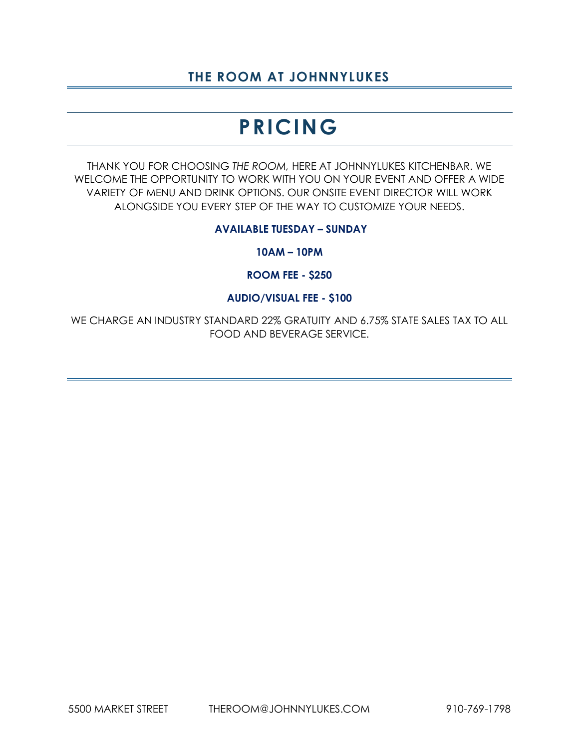## THE ROOM AT JOHNNYLUKES

# PRICING

THANK YOU FOR CHOOSING *THE ROOM,* HERE AT JOHNNYLUKES KITCHENBAR. WE WELCOME THE OPPORTUNITY TO WORK WITH YOU ON YOUR EVENT AND OFFER A WIDE VARIETY OF MENU AND DRINK OPTIONS. OUR ONSITE EVENT DIRECTOR WILL WORK ALONGSIDE YOU EVERY STEP OF THE WAY TO CUSTOMIZE YOUR NEEDS.

**AVAILABLE TUESDAY – SUNDAY**

**10AM – 10PM**

**ROOM FEE - $250**

**AUDIO/VISUAL FEE - $100**

WE CHARGE AN INDUSTRY STANDARD 22% GRATUITY AND 6.75% STATE SALES TAX TO ALL FOOD AND BEVERAGE SERVICE.

5500 MARKET STREET THEROOM@JOHNNYLUKES.COM 910-769-1798